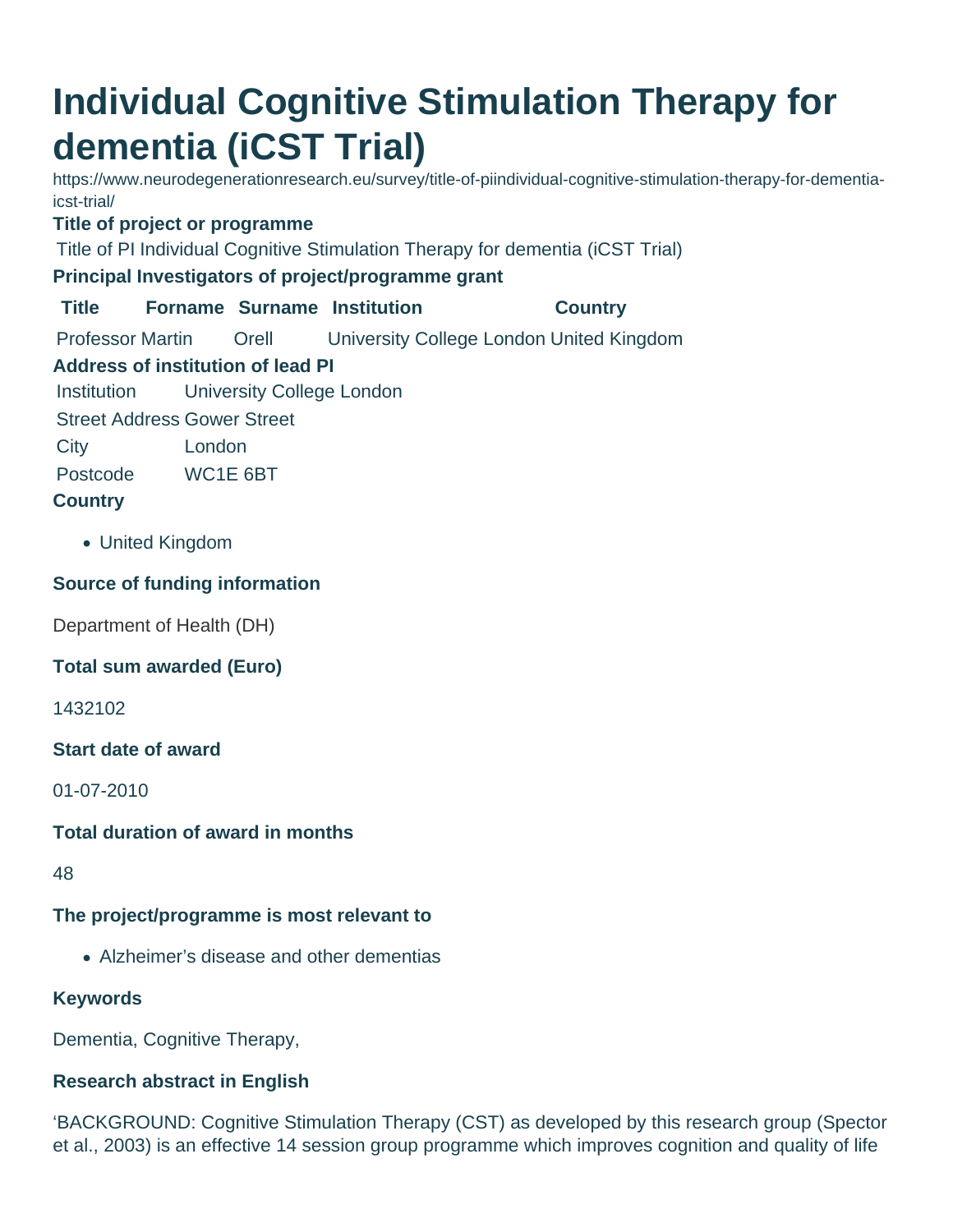# Individual Cognitive Stimulation Therapy for dementia (iCST Trial)

https://www.neurodegenerationresearch.eu/survey/title-of-piindividual-cognitive-stimulation-therapy-for-dementia-icst-trial/

### Title of project or programme

Title of PI Individual Cognitive Stimulation Therapy for dementia (iCST Trial)

### Principal Investigators of project/programme grant

| Title | Forname | Surname | Institution | Country |
|---|---|---|---|---|
| Professor | Martin | Orell | University College London | United Kingdom |

### Address of institution of lead PI

| | |
|---|---|
| Institution | University College London |
| Street Address | Gower Street |
| City | London |
| Postcode | WC1E 6BT |

### Country

- United Kingdom

### Source of funding information

Department of Health (DH)

### Total sum awarded (Euro)

1432102

### Start date of award

01-07-2010

### Total duration of award in months

48

### The project/programme is most relevant to

- Alzheimer's disease and other dementias

### Keywords

Dementia, Cognitive Therapy,

### Research abstract in English

'BACKGROUND: Cognitive Stimulation Therapy (CST) as developed by this research group (Spector et al., 2003) is an effective 14 session group programme which improves cognition and quality of life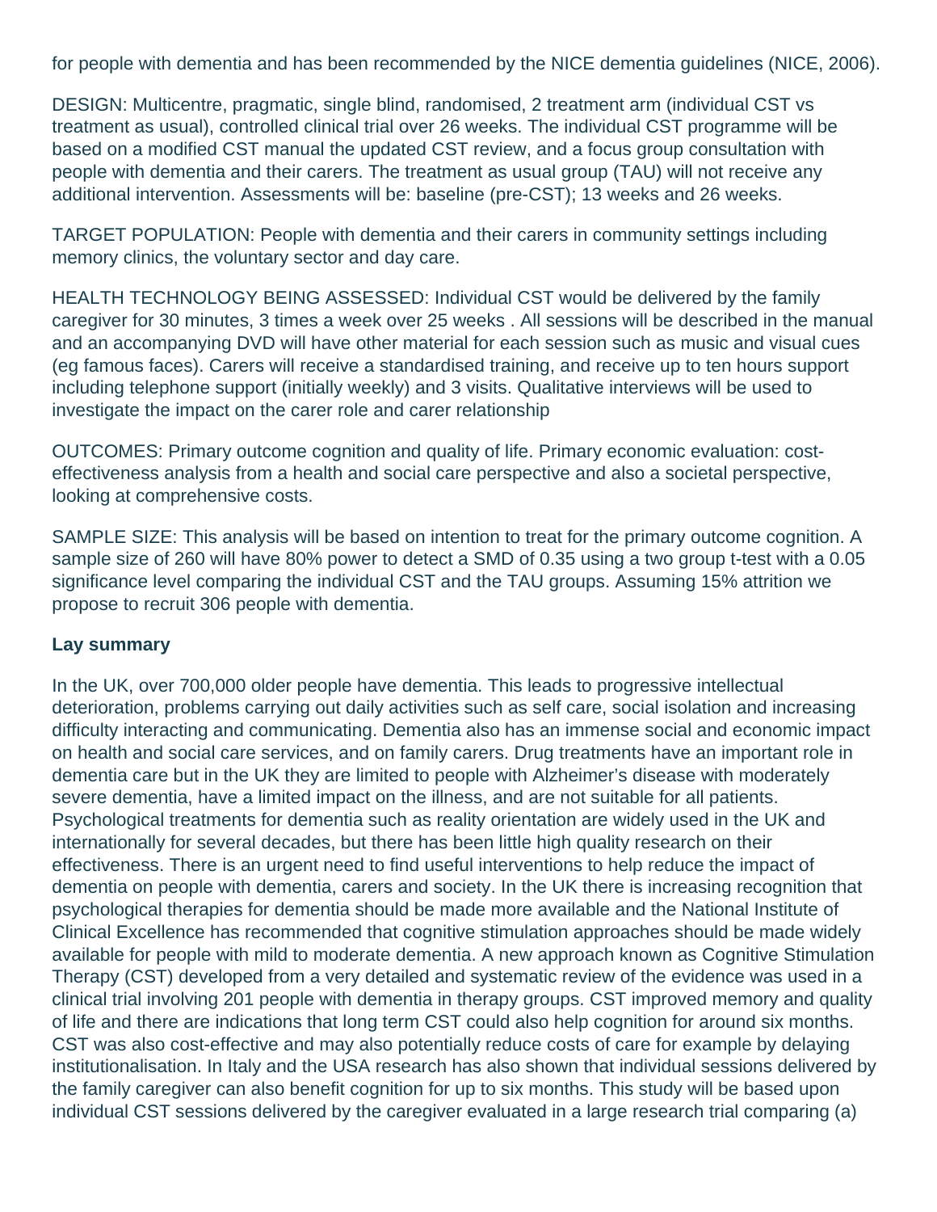for people with dementia and has been recommended by the NICE dementia guidelines (NICE, 2006).

DESIGN: Multicentre, pragmatic, single blind, randomised, 2 treatment arm (individual CST vs treatment as usual), controlled clinical trial over 26 weeks. The individual CST programme will be based on a modified CST manual the updated CST review, and a focus group consultation with people with dementia and their carers. The treatment as usual group (TAU) will not receive any additional intervention. Assessments will be: baseline (pre-CST); 13 weeks and 26 weeks.

TARGET POPULATION: People with dementia and their carers in community settings including memory clinics, the voluntary sector and day care.

HEALTH TECHNOLOGY BEING ASSESSED: Individual CST would be delivered by the family caregiver for 30 minutes, 3 times a week over 25 weeks . All sessions will be described in the manual and an accompanying DVD will have other material for each session such as music and visual cues (eg famous faces). Carers will receive a standardised training, and receive up to ten hours support including telephone support (initially weekly) and 3 visits. Qualitative interviews will be used to investigate the impact on the carer role and carer relationship

OUTCOMES: Primary outcome cognition and quality of life. Primary economic evaluation: cost-effectiveness analysis from a health and social care perspective and also a societal perspective, looking at comprehensive costs.

SAMPLE SIZE: This analysis will be based on intention to treat for the primary outcome cognition. A sample size of 260 will have 80% power to detect a SMD of 0.35 using a two group t-test with a 0.05 significance level comparing the individual CST and the TAU groups. Assuming 15% attrition we propose to recruit 306 people with dementia.

**Lay summary**

In the UK, over 700,000 older people have dementia. This leads to progressive intellectual deterioration, problems carrying out daily activities such as self care, social isolation and increasing difficulty interacting and communicating. Dementia also has an immense social and economic impact on health and social care services, and on family carers. Drug treatments have an important role in dementia care but in the UK they are limited to people with Alzheimer's disease with moderately severe dementia, have a limited impact on the illness, and are not suitable for all patients. Psychological treatments for dementia such as reality orientation are widely used in the UK and internationally for several decades, but there has been little high quality research on their effectiveness. There is an urgent need to find useful interventions to help reduce the impact of dementia on people with dementia, carers and society. In the UK there is increasing recognition that psychological therapies for dementia should be made more available and the National Institute of Clinical Excellence has recommended that cognitive stimulation approaches should be made widely available for people with mild to moderate dementia. A new approach known as Cognitive Stimulation Therapy (CST) developed from a very detailed and systematic review of the evidence was used in a clinical trial involving 201 people with dementia in therapy groups. CST improved memory and quality of life and there are indications that long term CST could also help cognition for around six months. CST was also cost-effective and may also potentially reduce costs of care for example by delaying institutionalisation. In Italy and the USA research has also shown that individual sessions delivered by the family caregiver can also benefit cognition for up to six months. This study will be based upon individual CST sessions delivered by the caregiver evaluated in a large research trial comparing (a)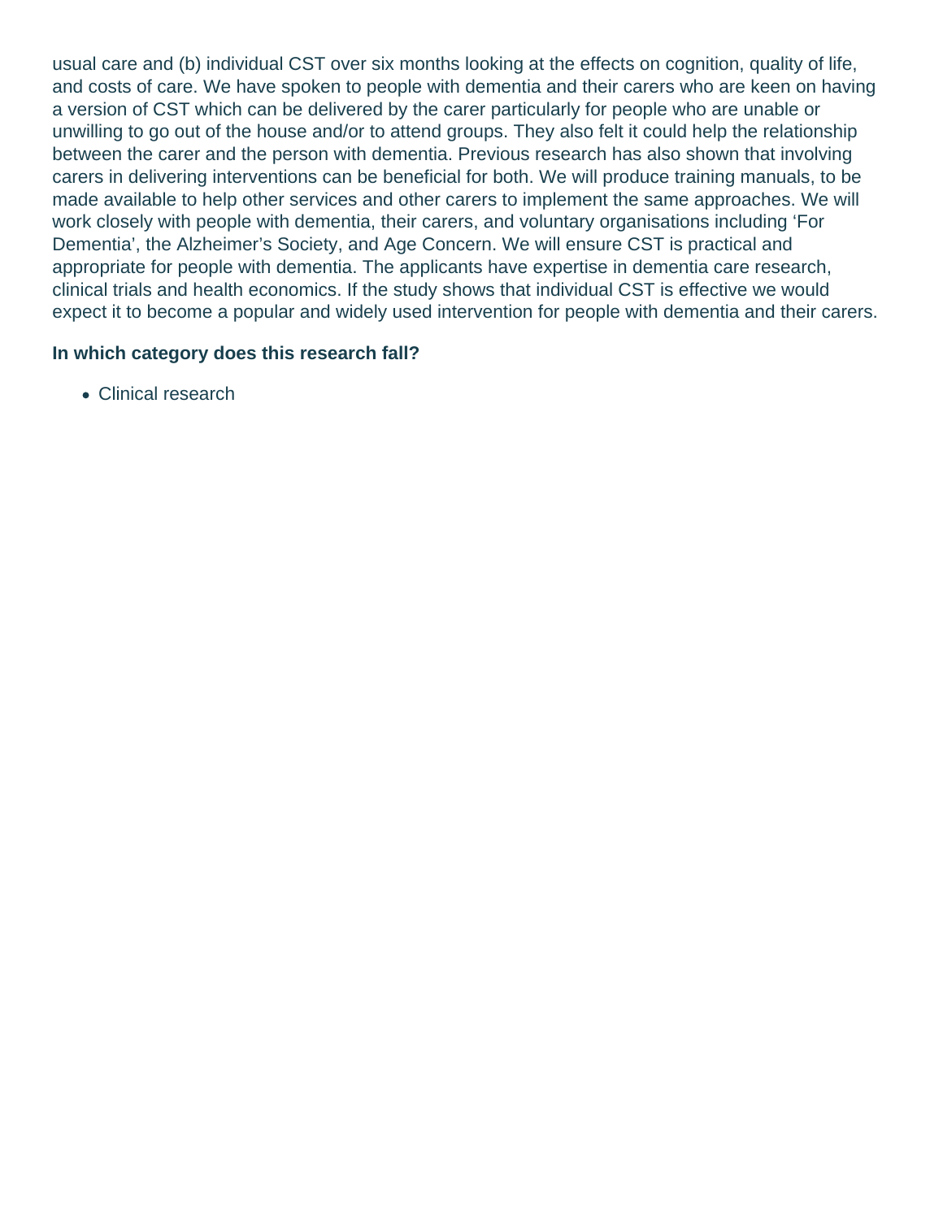usual care and (b) individual CST over six months looking at the effects on cognition, quality of life, and costs of care. We have spoken to people with dementia and their carers who are keen on having a version of CST which can be delivered by the carer particularly for people who are unable or unwilling to go out of the house and/or to attend groups. They also felt it could help the relationship between the carer and the person with dementia. Previous research has also shown that involving carers in delivering interventions can be beneficial for both. We will produce training manuals, to be made available to help other services and other carers to implement the same approaches. We will work closely with people with dementia, their carers, and voluntary organisations including 'For Dementia', the Alzheimer's Society, and Age Concern. We will ensure CST is practical and appropriate for people with dementia. The applicants have expertise in dementia care research, clinical trials and health economics. If the study shows that individual CST is effective we would expect it to become a popular and widely used intervention for people with dementia and their carers.

**In which category does this research fall?**

- Clinical research